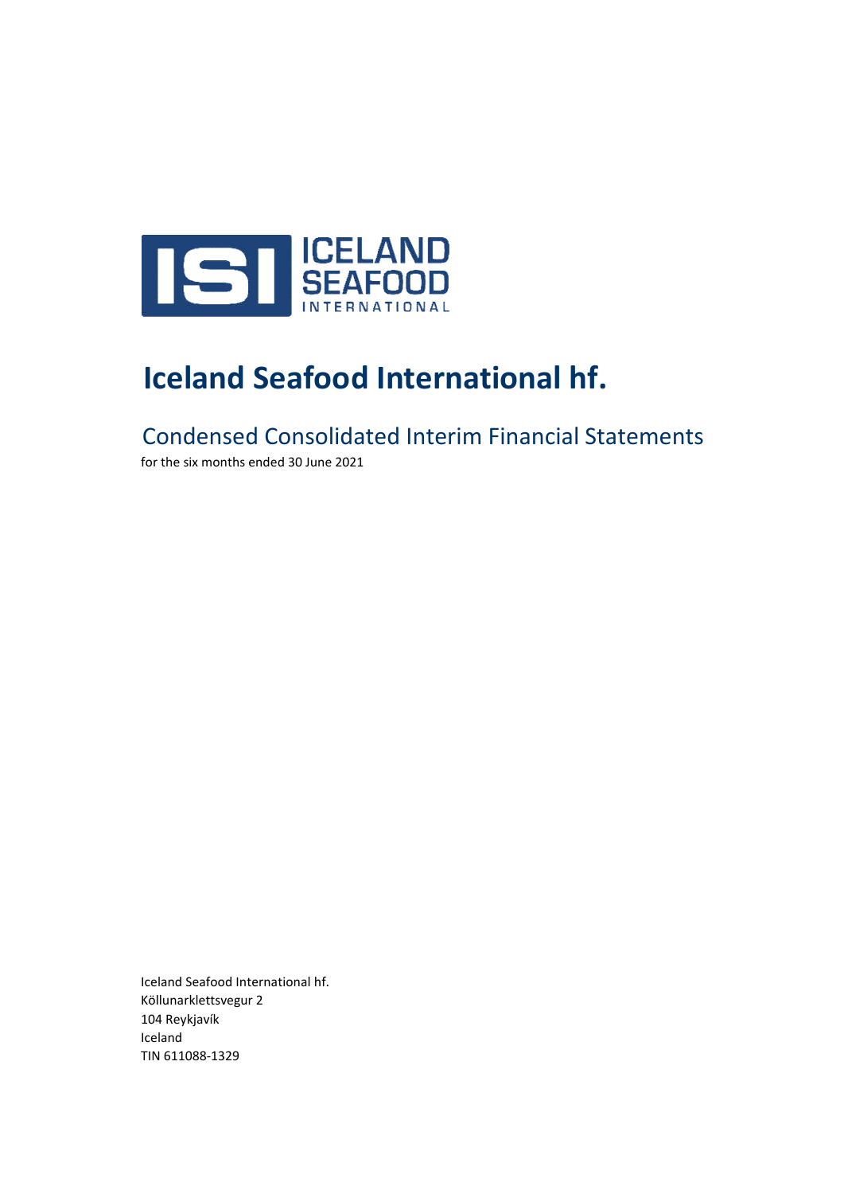# Iceland Seafood International hf.

## Condensed Consolidated Interim Financial Statements

for the six months ended 30 June 2021

Iceland Seafood International hf.
Köllunarklettsvegur 2
104 Reykjavík
Iceland
TIN 611088-1329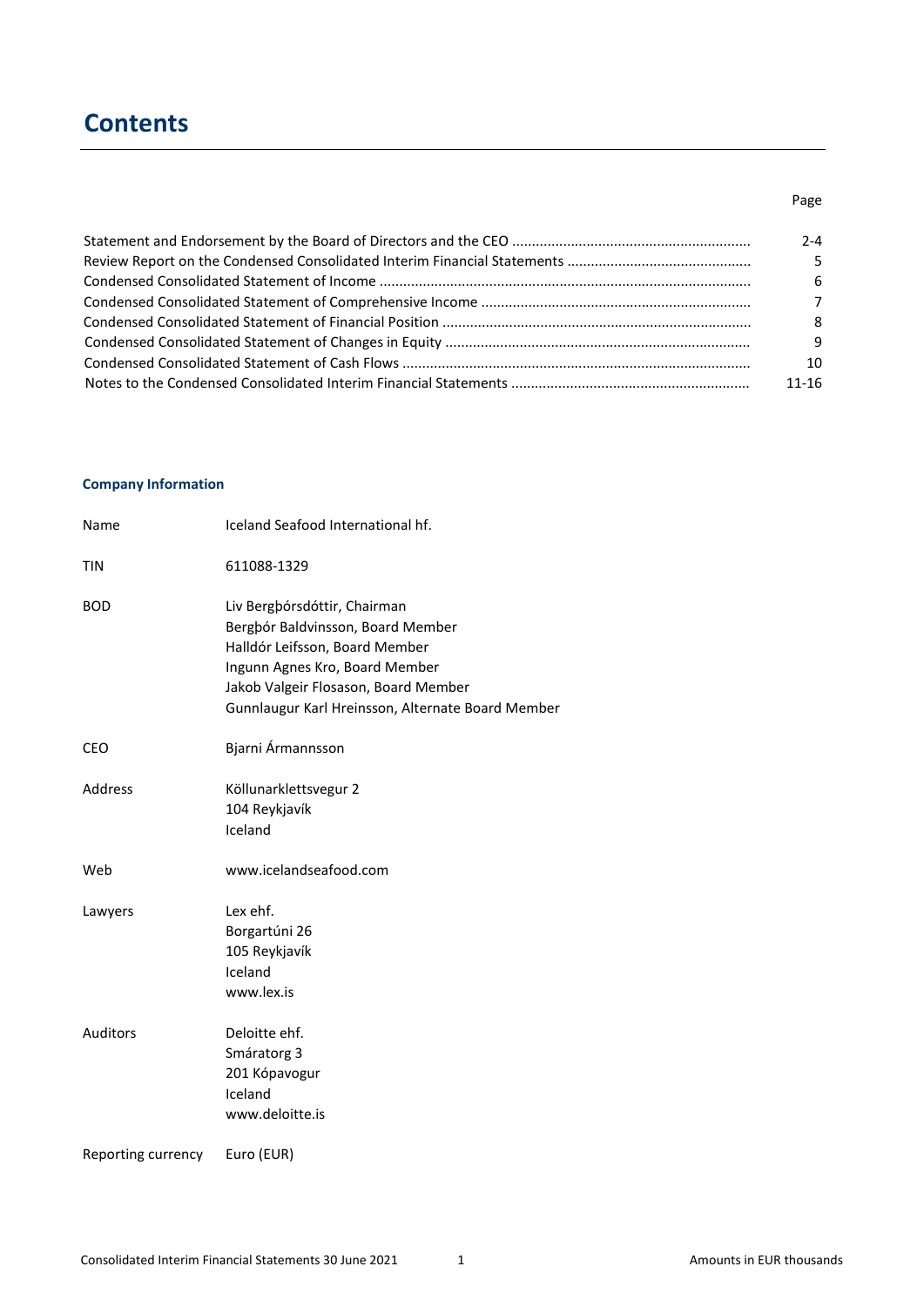# Contents

| | Page |
|---|---|
| Statement and Endorsement by the Board of Directors and the CEO | 2-4 |
| Review Report on the Condensed Consolidated Interim Financial Statements | 5 |
| Condensed Consolidated Statement of Income | 6 |
| Condensed Consolidated Statement of Comprehensive Income | 7 |
| Condensed Consolidated Statement of Financial Position | 8 |
| Condensed Consolidated Statement of Changes in Equity | 9 |
| Condensed Consolidated Statement of Cash Flows | 10 |
| Notes to the Condensed Consolidated Interim Financial Statements | 11-16 |

## Company Information

| | |
|---|---|
| Name | Iceland Seafood International hf. |
| TIN | 611088-1329 |
| BOD | Liv Bergþórsdóttir, Chairman<br>Bergþór Baldvinsson, Board Member<br>Halldór Leifsson, Board Member<br>Ingunn Agnes Kro, Board Member<br>Jakob Valgeir Flosason, Board Member<br>Gunnlaugur Karl Hreinsson, Alternate Board Member |
| CEO | Bjarni Ármannsson |
| Address | Köllunarklettsvegur 2<br>104 Reykjavík<br>Iceland |
| Web | www.icelandseafood.com |
| Lawyers | Lex ehf.<br>Borgartúni 26<br>105 Reykjavík<br>Iceland<br>www.lex.is |
| Auditors | Deloitte ehf.<br>Smáratorg 3<br>201 Kópavogur<br>Iceland<br>www.deloitte.is |
| Reporting currency | Euro (EUR) |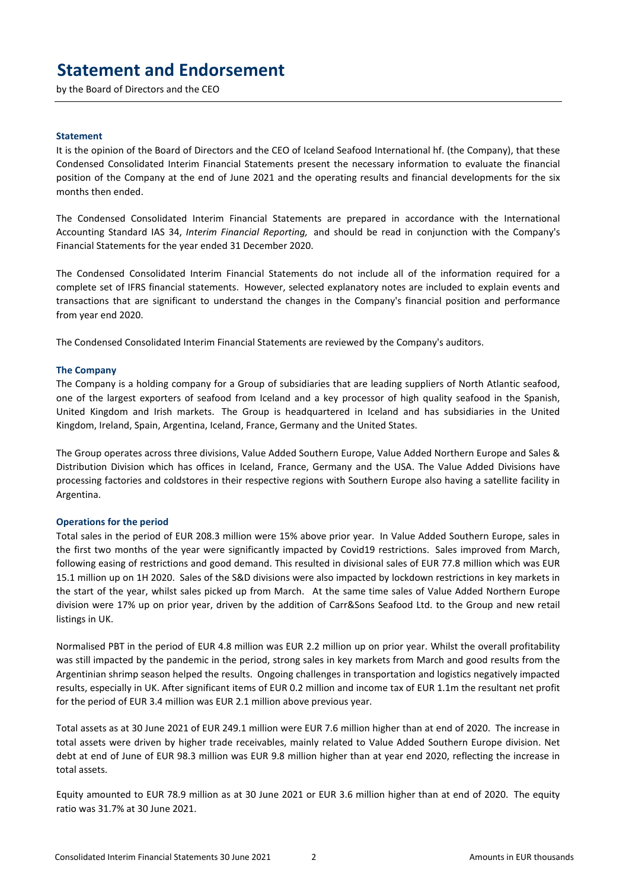# Statement and Endorsement

by the Board of Directors and the CEO

### Statement

It is the opinion of the Board of Directors and the CEO of Iceland Seafood International hf. (the Company), that these Condensed Consolidated Interim Financial Statements present the necessary information to evaluate the financial position of the Company at the end of June 2021 and the operating results and financial developments for the six months then ended.

The Condensed Consolidated Interim Financial Statements are prepared in accordance with the International Accounting Standard IAS 34, *Interim Financial Reporting,* and should be read in conjunction with the Company's Financial Statements for the year ended 31 December 2020.

The Condensed Consolidated Interim Financial Statements do not include all of the information required for a complete set of IFRS financial statements. However, selected explanatory notes are included to explain events and transactions that are significant to understand the changes in the Company's financial position and performance from year end 2020.

The Condensed Consolidated Interim Financial Statements are reviewed by the Company's auditors.

### The Company

The Company is a holding company for a Group of subsidiaries that are leading suppliers of North Atlantic seafood, one of the largest exporters of seafood from Iceland and a key processor of high quality seafood in the Spanish, United Kingdom and Irish markets. The Group is headquartered in Iceland and has subsidiaries in the United Kingdom, Ireland, Spain, Argentina, Iceland, France, Germany and the United States.

The Group operates across three divisions, Value Added Southern Europe, Value Added Northern Europe and Sales & Distribution Division which has offices in Iceland, France, Germany and the USA. The Value Added Divisions have processing factories and coldstores in their respective regions with Southern Europe also having a satellite facility in Argentina.

### Operations for the period

Total sales in the period of EUR 208.3 million were 15% above prior year. In Value Added Southern Europe, sales in the first two months of the year were significantly impacted by Covid19 restrictions. Sales improved from March, following easing of restrictions and good demand. This resulted in divisional sales of EUR 77.8 million which was EUR 15.1 million up on 1H 2020. Sales of the S&D divisions were also impacted by lockdown restrictions in key markets in the start of the year, whilst sales picked up from March. At the same time sales of Value Added Northern Europe division were 17% up on prior year, driven by the addition of Carr&Sons Seafood Ltd. to the Group and new retail listings in UK.

Normalised PBT in the period of EUR 4.8 million was EUR 2.2 million up on prior year. Whilst the overall profitability was still impacted by the pandemic in the period, strong sales in key markets from March and good results from the Argentinian shrimp season helped the results. Ongoing challenges in transportation and logistics negatively impacted results, especially in UK. After significant items of EUR 0.2 million and income tax of EUR 1.1m the resultant net profit for the period of EUR 3.4 million was EUR 2.1 million above previous year.

Total assets as at 30 June 2021 of EUR 249.1 million were EUR 7.6 million higher than at end of 2020. The increase in total assets were driven by higher trade receivables, mainly related to Value Added Southern Europe division. Net debt at end of June of EUR 98.3 million was EUR 9.8 million higher than at year end 2020, reflecting the increase in total assets.

Equity amounted to EUR 78.9 million as at 30 June 2021 or EUR 3.6 million higher than at end of 2020. The equity ratio was 31.7% at 30 June 2021.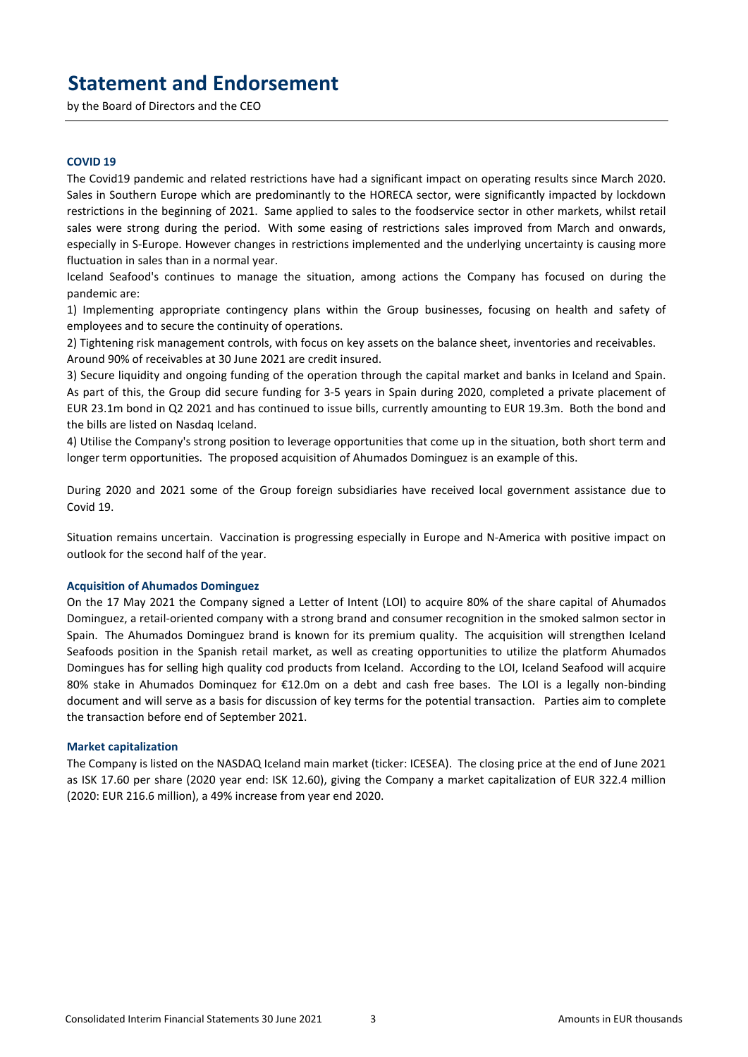# Statement and Endorsement

by the Board of Directors and the CEO

### COVID 19

The Covid19 pandemic and related restrictions have had a significant impact on operating results since March 2020. Sales in Southern Europe which are predominantly to the HORECA sector, were significantly impacted by lockdown restrictions in the beginning of 2021. Same applied to sales to the foodservice sector in other markets, whilst retail sales were strong during the period. With some easing of restrictions sales improved from March and onwards, especially in S-Europe. However changes in restrictions implemented and the underlying uncertainty is causing more fluctuation in sales than in a normal year.

Iceland Seafood's continues to manage the situation, among actions the Company has focused on during the pandemic are:

1) Implementing appropriate contingency plans within the Group businesses, focusing on health and safety of employees and to secure the continuity of operations.

2) Tightening risk management controls, with focus on key assets on the balance sheet, inventories and receivables. Around 90% of receivables at 30 June 2021 are credit insured.

3) Secure liquidity and ongoing funding of the operation through the capital market and banks in Iceland and Spain. As part of this, the Group did secure funding for 3-5 years in Spain during 2020, completed a private placement of EUR 23.1m bond in Q2 2021 and has continued to issue bills, currently amounting to EUR 19.3m. Both the bond and the bills are listed on Nasdaq Iceland.

4) Utilise the Company's strong position to leverage opportunities that come up in the situation, both short term and longer term opportunities. The proposed acquisition of Ahumados Dominguez is an example of this.

During 2020 and 2021 some of the Group foreign subsidiaries have received local government assistance due to Covid 19.

Situation remains uncertain. Vaccination is progressing especially in Europe and N-America with positive impact on outlook for the second half of the year.

### Acquisition of Ahumados Dominguez

On the 17 May 2021 the Company signed a Letter of Intent (LOI) to acquire 80% of the share capital of Ahumados Dominguez, a retail-oriented company with a strong brand and consumer recognition in the smoked salmon sector in Spain. The Ahumados Dominguez brand is known for its premium quality. The acquisition will strengthen Iceland Seafoods position in the Spanish retail market, as well as creating opportunities to utilize the platform Ahumados Domingues has for selling high quality cod products from Iceland. According to the LOI, Iceland Seafood will acquire 80% stake in Ahumados Dominquez for €12.0m on a debt and cash free bases. The LOI is a legally non-binding document and will serve as a basis for discussion of key terms for the potential transaction. Parties aim to complete the transaction before end of September 2021.

### Market capitalization

The Company is listed on the NASDAQ Iceland main market (ticker: ICESEA). The closing price at the end of June 2021 as ISK 17.60 per share (2020 year end: ISK 12.60), giving the Company a market capitalization of EUR 322.4 million (2020: EUR 216.6 million), a 49% increase from year end 2020.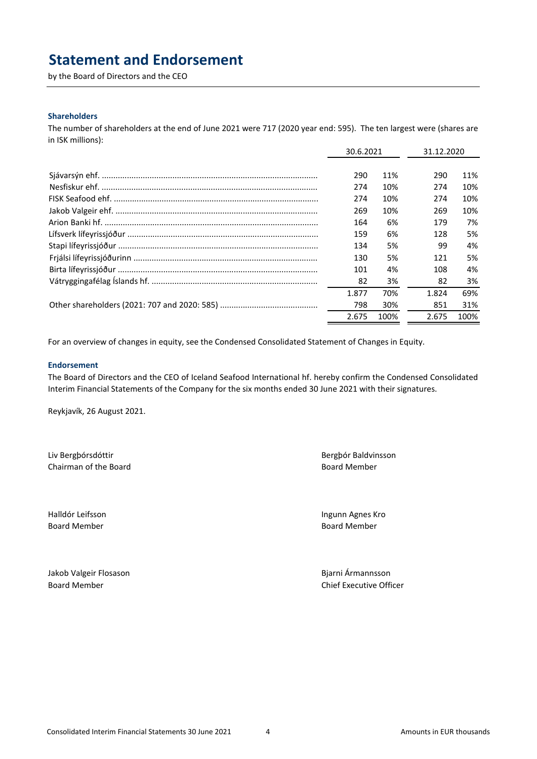# Statement and Endorsement

by the Board of Directors and the CEO

### Shareholders

The number of shareholders at the end of June 2021 were 717 (2020 year end: 595). The ten largest were (shares are in ISK millions):

| | 30.6.2021 | | 31.12.2020 | |
|---|---|---|---|---|
| Sjávarsýn ehf. | 290 | 11% | 290 | 11% |
| Nesfiskur ehf. | 274 | 10% | 274 | 10% |
| FISK Seafood ehf. | 274 | 10% | 274 | 10% |
| Jakob Valgeir ehf. | 269 | 10% | 269 | 10% |
| Arion Banki hf. | 164 | 6% | 179 | 7% |
| Lífsverk lífeyrissjóður | 159 | 6% | 128 | 5% |
| Stapi lífeyrissjóður | 134 | 5% | 99 | 4% |
| Frjálsi lífeyrissjóðurinn | 130 | 5% | 121 | 5% |
| Birta lífeyrissjóður | 101 | 4% | 108 | 4% |
| Vátryggingafélag Íslands hf. | 82 | 3% | 82 | 3% |
| | 1.877 | 70% | 1.824 | 69% |
| Other shareholders (2021: 707 and 2020: 585) | 798 | 30% | 851 | 31% |
| | 2.675 | 100% | 2.675 | 100% |

For an overview of changes in equity, see the Condensed Consolidated Statement of Changes in Equity.

### Endorsement

The Board of Directors and the CEO of Iceland Seafood International hf. hereby confirm the Condensed Consolidated Interim Financial Statements of the Company for the six months ended 30 June 2021 with their signatures.

Reykjavík, 26 August 2021.

Liv Bergþórsdóttir
Chairman of the Board

Bergþór Baldvinsson
Board Member

Halldór Leifsson
Board Member

Ingunn Agnes Kro
Board Member

Jakob Valgeir Flosason
Board Member

Bjarni Ármannsson
Chief Executive Officer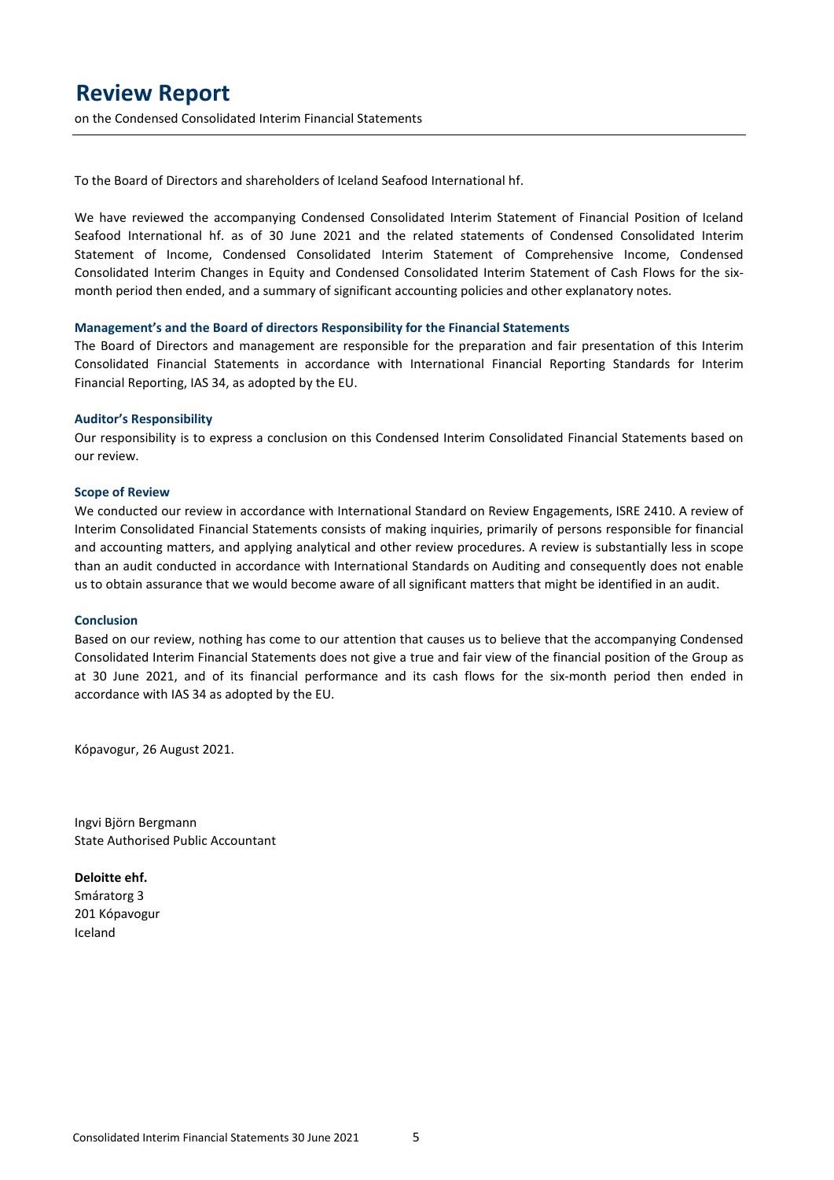# Review Report

on the Condensed Consolidated Interim Financial Statements

To the Board of Directors and shareholders of Iceland Seafood International hf.

We have reviewed the accompanying Condensed Consolidated Interim Statement of Financial Position of Iceland Seafood International hf. as of 30 June 2021 and the related statements of Condensed Consolidated Interim Statement of Income, Condensed Consolidated Interim Statement of Comprehensive Income, Condensed Consolidated Interim Changes in Equity and Condensed Consolidated Interim Statement of Cash Flows for the six-month period then ended, and a summary of significant accounting policies and other explanatory notes.

### Management's and the Board of directors Responsibility for the Financial Statements

The Board of Directors and management are responsible for the preparation and fair presentation of this Interim Consolidated Financial Statements in accordance with International Financial Reporting Standards for Interim Financial Reporting, IAS 34, as adopted by the EU.

### Auditor's Responsibility

Our responsibility is to express a conclusion on this Condensed Interim Consolidated Financial Statements based on our review.

### Scope of Review

We conducted our review in accordance with International Standard on Review Engagements, ISRE 2410. A review of Interim Consolidated Financial Statements consists of making inquiries, primarily of persons responsible for financial and accounting matters, and applying analytical and other review procedures. A review is substantially less in scope than an audit conducted in accordance with International Standards on Auditing and consequently does not enable us to obtain assurance that we would become aware of all significant matters that might be identified in an audit.

### Conclusion

Based on our review, nothing has come to our attention that causes us to believe that the accompanying Condensed Consolidated Interim Financial Statements does not give a true and fair view of the financial position of the Group as at 30 June 2021, and of its financial performance and its cash flows for the six-month period then ended in accordance with IAS 34 as adopted by the EU.

Kópavogur, 26 August 2021.

Ingvi Björn Bergmann
State Authorised Public Accountant

**Deloitte ehf.**
Smáratorg 3
201 Kópavogur
Iceland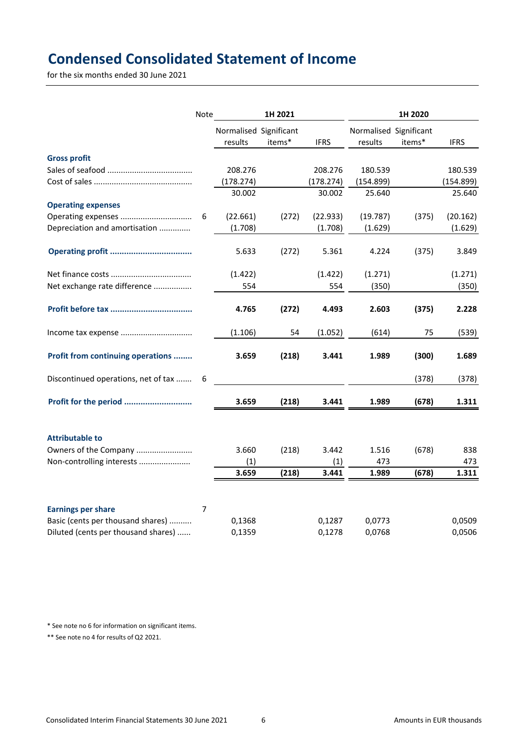# Condensed Consolidated Statement of Income

for the six months ended 30 June 2021

| | Note | 1H 2021 | | | 1H 2020 | | |
|---|---|---|---|---|---|---|---|
| | | Normalised results | Significant items* | IFRS | Normalised results | Significant items* | IFRS |
| **Gross profit** | | | | | | | |
| Sales of seafood | | 208.276 | | 208.276 | 180.539 | | 180.539 |
| Cost of sales | | (178.274) | | (178.274) | (154.899) | | (154.899) |
| | | 30.002 | | 30.002 | 25.640 | | 25.640 |
| **Operating expenses** | | | | | | | |
| Operating expenses | 6 | (22.661) | (272) | (22.933) | (19.787) | (375) | (20.162) |
| Depreciation and amortisation | | (1.708) | | (1.708) | (1.629) | | (1.629) |
| **Operating profit** | | 5.633 | (272) | 5.361 | 4.224 | (375) | 3.849 |
| Net finance costs | | (1.422) | | (1.422) | (1.271) | | (1.271) |
| Net exchange rate difference | | 554 | | 554 | (350) | | (350) |
| **Profit before tax** | | **4.765** | **(272)** | **4.493** | **2.603** | **(375)** | **2.228** |
| Income tax expense | | (1.106) | 54 | (1.052) | (614) | 75 | (539) |
| **Profit from continuing operations** | | **3.659** | **(218)** | **3.441** | **1.989** | **(300)** | **1.689** |
| Discontinued operations, net of tax | 6 | | | | | (378) | (378) |
| **Profit for the period** | | **3.659** | **(218)** | **3.441** | **1.989** | **(678)** | **1.311** |
| **Attributable to** | | | | | | | |
| Owners of the Company | | 3.660 | (218) | 3.442 | 1.516 | (678) | 838 |
| Non-controlling interests | | (1) | | (1) | 473 | | 473 |
| | | **3.659** | **(218)** | **3.441** | **1.989** | **(678)** | **1.311** |
| **Earnings per share** | 7 | | | | | | |
| Basic (cents per thousand shares) | | 0,1368 | | 0,1287 | 0,0773 | | 0,0509 |
| Diluted (cents per thousand shares) | | 0,1359 | | 0,1278 | 0,0768 | | 0,0506 |

* See note no 6 for information on significant items.

** See note no 4 for results of Q2 2021.

Amounts in EUR thousands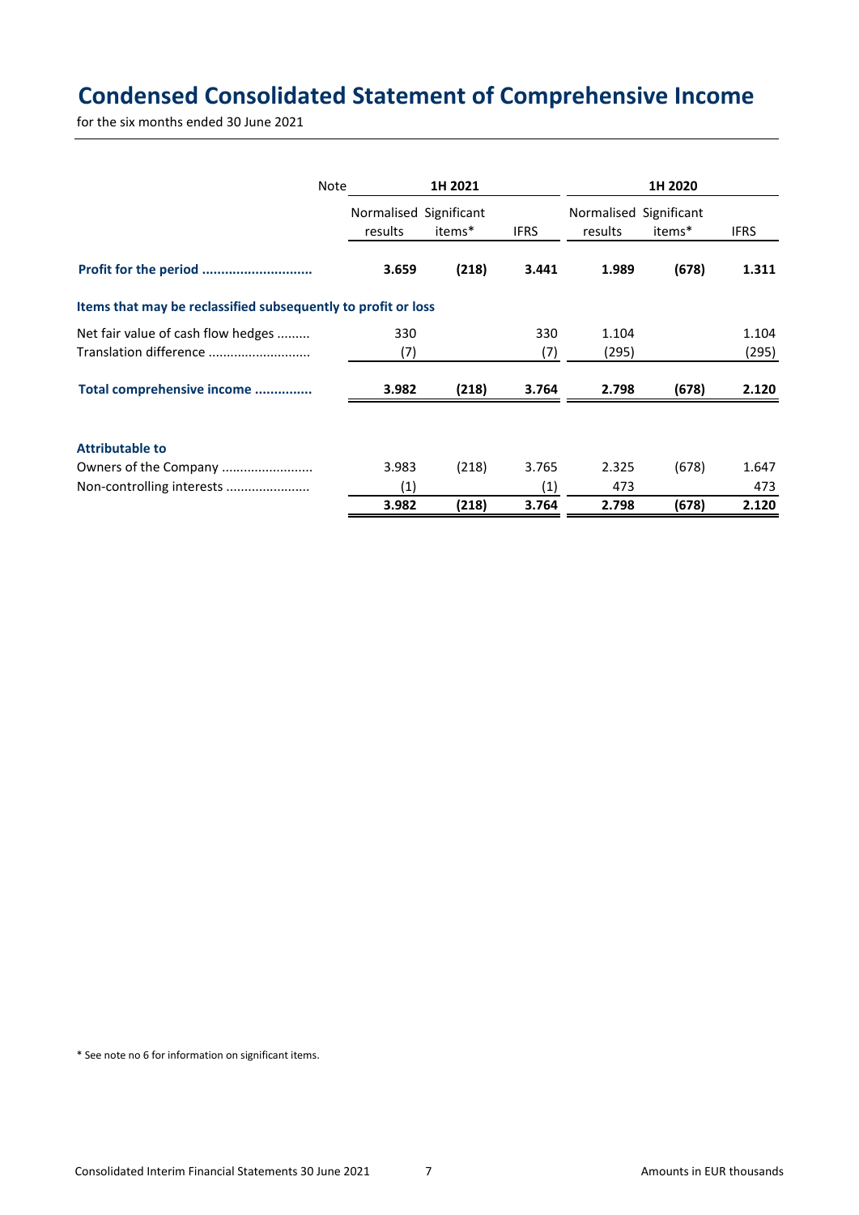# Condensed Consolidated Statement of Comprehensive Income

for the six months ended 30 June 2021

| | Note | 1H 2021 | | | 1H 2020 | | |
|---|---|---|---|---|---|---|---|
| | | Normalised results | Significant items* | IFRS | Normalised results | Significant items* | IFRS |
| **Profit for the period ............................** | | **3.659** | **(218)** | **3.441** | **1.989** | **(678)** | **1.311** |
| **Items that may be reclassified subsequently to profit or loss** | | | | | | | |
| Net fair value of cash flow hedges ......... | | 330 | | 330 | 1.104 | | 1.104 |
| Translation difference ........................... | | (7) | | (7) | (295) | | (295) |
| **Total comprehensive income ..............** | | **3.982** | **(218)** | **3.764** | **2.798** | **(678)** | **2.120** |
| **Attributable to** | | | | | | | |
| Owners of the Company ......................... | | 3.983 | (218) | 3.765 | 2.325 | (678) | 1.647 |
| Non-controlling interests ....................... | | (1) | | (1) | 473 | | 473 |
| | | **3.982** | **(218)** | **3.764** | **2.798** | **(678)** | **2.120** |

\* See note no 6 for information on significant items.

Amounts in EUR thousands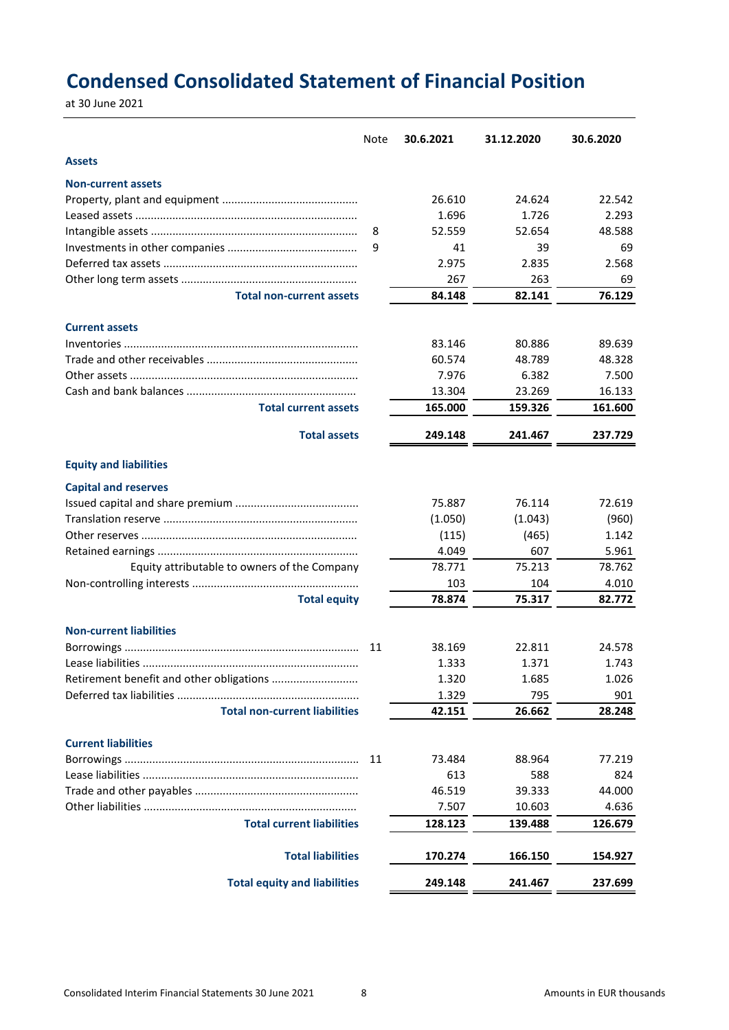# Condensed Consolidated Statement of Financial Position

at 30 June 2021

| | Note | 30.6.2021 | 31.12.2020 | 30.6.2020 |
|---|---|---|---|---|
| **Assets** | | | | |
| **Non-current assets** | | | | |
| Property, plant and equipment | | 26.610 | 24.624 | 22.542 |
| Leased assets | | 1.696 | 1.726 | 2.293 |
| Intangible assets | 8 | 52.559 | 52.654 | 48.588 |
| Investments in other companies | 9 | 41 | 39 | 69 |
| Deferred tax assets | | 2.975 | 2.835 | 2.568 |
| Other long term assets | | 267 | 263 | 69 |
| **Total non-current assets** | | **84.148** | **82.141** | **76.129** |
| **Current assets** | | | | |
| Inventories | | 83.146 | 80.886 | 89.639 |
| Trade and other receivables | | 60.574 | 48.789 | 48.328 |
| Other assets | | 7.976 | 6.382 | 7.500 |
| Cash and bank balances | | 13.304 | 23.269 | 16.133 |
| **Total current assets** | | **165.000** | **159.326** | **161.600** |
| **Total assets** | | **249.148** | **241.467** | **237.729** |
| **Equity and liabilities** | | | | |
| **Capital and reserves** | | | | |
| Issued capital and share premium | | 75.887 | 76.114 | 72.619 |
| Translation reserve | | (1.050) | (1.043) | (960) |
| Other reserves | | (115) | (465) | 1.142 |
| Retained earnings | | 4.049 | 607 | 5.961 |
| Equity attributable to owners of the Company | | 78.771 | 75.213 | 78.762 |
| Non-controlling interests | | 103 | 104 | 4.010 |
| **Total equity** | | **78.874** | **75.317** | **82.772** |
| **Non-current liabilities** | | | | |
| Borrowings | 11 | 38.169 | 22.811 | 24.578 |
| Lease liabilities | | 1.333 | 1.371 | 1.743 |
| Retirement benefit and other obligations | | 1.320 | 1.685 | 1.026 |
| Deferred tax liabilities | | 1.329 | 795 | 901 |
| **Total non-current liabilities** | | **42.151** | **26.662** | **28.248** |
| **Current liabilities** | | | | |
| Borrowings | 11 | 73.484 | 88.964 | 77.219 |
| Lease liabilities | | 613 | 588 | 824 |
| Trade and other payables | | 46.519 | 39.333 | 44.000 |
| Other liabilities | | 7.507 | 10.603 | 4.636 |
| **Total current liabilities** | | **128.123** | **139.488** | **126.679** |
| **Total liabilities** | | **170.274** | **166.150** | **154.927** |
| **Total equity and liabilities** | | **249.148** | **241.467** | **237.699** |

Amounts in EUR thousands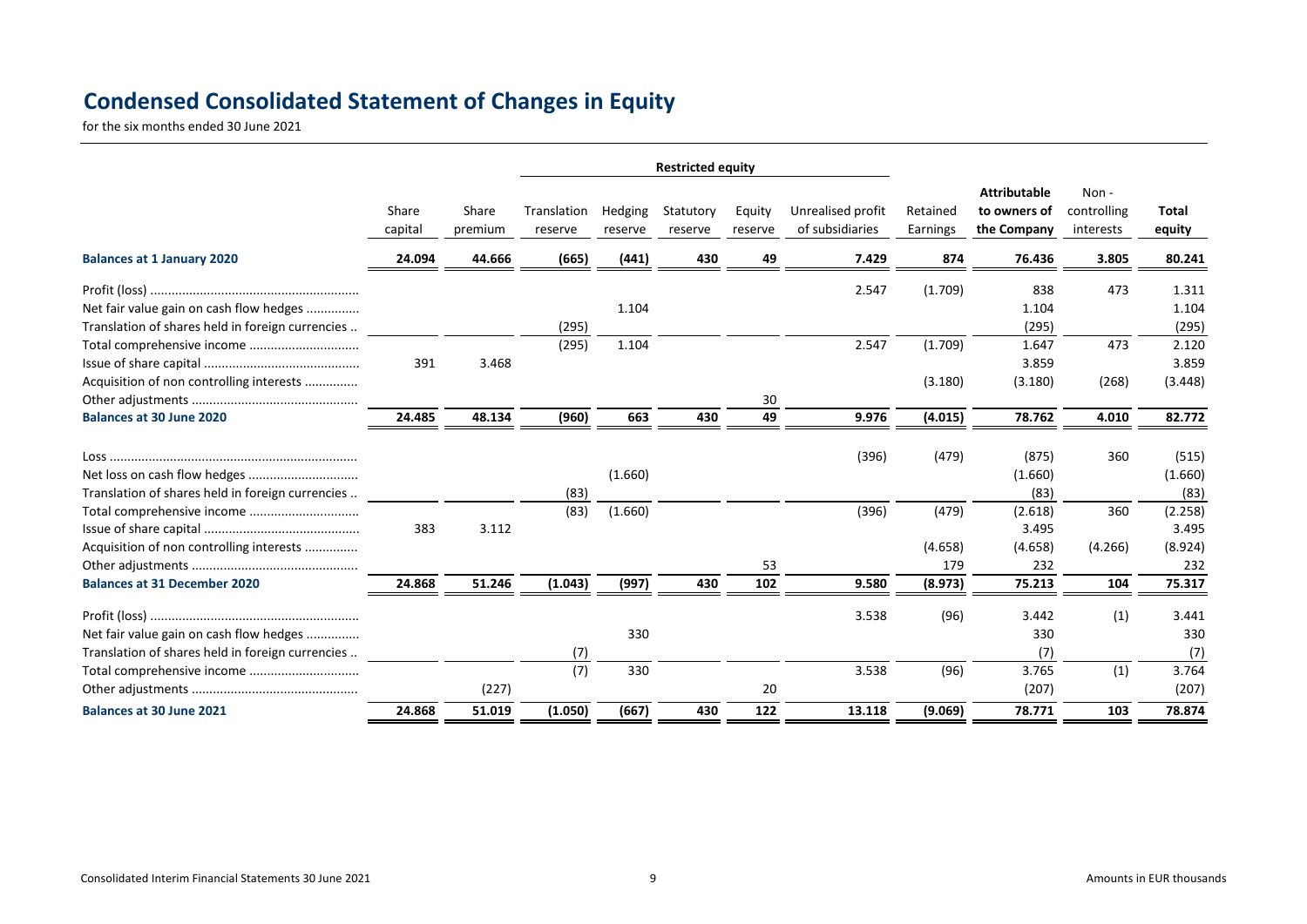# Condensed Consolidated Statement of Changes in Equity

for the six months ended 30 June 2021

| | Share capital | Share premium | Restricted equity | | | | | Retained Earnings | Attributable to owners of the Company | Non - controlling interests | Total equity |
|---|---|---|---|---|---|---|---|---|---|---|---|
| | | | Translation reserve | Hedging reserve | Statutory reserve | Equity reserve | Unrealised profit of subsidiaries | | | | |
| **Balances at 1 January 2020** | **24.094** | **44.666** | **(665)** | **(441)** | **430** | **49** | **7.429** | **874** | **76.436** | **3.805** | **80.241** |
| Profit (loss) | | | | | | | 2.547 | (1.709) | 838 | 473 | 1.311 |
| Net fair value gain on cash flow hedges | | | | 1.104 | | | | | 1.104 | | 1.104 |
| Translation of shares held in foreign currencies | | | (295) | | | | | | (295) | | (295) |
| Total comprehensive income | | | (295) | 1.104 | | | 2.547 | (1.709) | 1.647 | 473 | 2.120 |
| Issue of share capital | 391 | 3.468 | | | | | | | 3.859 | | 3.859 |
| Acquisition of non controlling interests | | | | | | | | (3.180) | (3.180) | (268) | (3.448) |
| Other adjustments | | | | | | 30 | | | | | |
| **Balances at 30 June 2020** | **24.485** | **48.134** | **(960)** | **663** | **430** | **49** | **9.976** | **(4.015)** | **78.762** | **4.010** | **82.772** |
| Loss | | | | | | | (396) | (479) | (875) | 360 | (515) |
| Net loss on cash flow hedges | | | | (1.660) | | | | | (1.660) | | (1.660) |
| Translation of shares held in foreign currencies | | | (83) | | | | | | (83) | | (83) |
| Total comprehensive income | | | (83) | (1.660) | | | (396) | (479) | (2.618) | 360 | (2.258) |
| Issue of share capital | 383 | 3.112 | | | | | | | 3.495 | | 3.495 |
| Acquisition of non controlling interests | | | | | | | | (4.658) | (4.658) | (4.266) | (8.924) |
| Other adjustments | | | | | | 53 | | 179 | 232 | | 232 |
| **Balances at 31 December 2020** | **24.868** | **51.246** | **(1.043)** | **(997)** | **430** | **102** | **9.580** | **(8.973)** | **75.213** | **104** | **75.317** |
| Profit (loss) | | | | | | | 3.538 | (96) | 3.442 | (1) | 3.441 |
| Net fair value gain on cash flow hedges | | | | 330 | | | | | 330 | | 330 |
| Translation of shares held in foreign currencies | | | (7) | | | | | | (7) | | (7) |
| Total comprehensive income | | | (7) | 330 | | | 3.538 | (96) | 3.765 | (1) | 3.764 |
| Other adjustments | | (227) | | | | 20 | | | (207) | | (207) |
| **Balances at 30 June 2021** | **24.868** | **51.019** | **(1.050)** | **(667)** | **430** | **122** | **13.118** | **(9.069)** | **78.771** | **103** | **78.874** |

Amounts in EUR thousands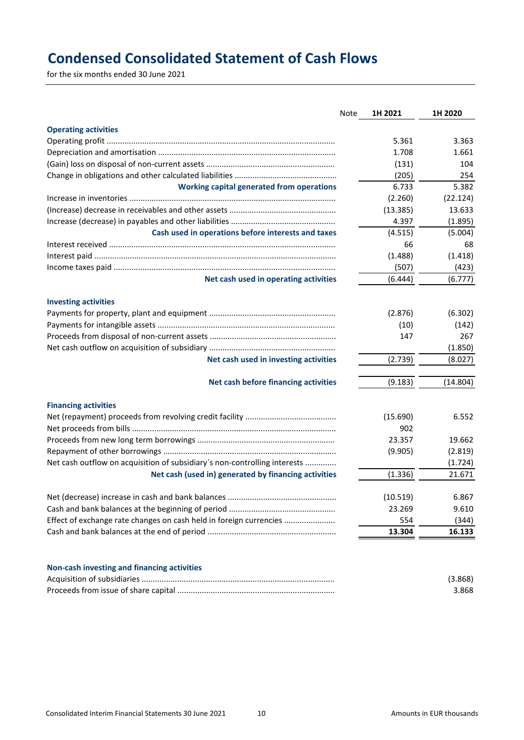# Condensed Consolidated Statement of Cash Flows

for the six months ended 30 June 2021

| | Note | 1H 2021 | 1H 2020 |
|---|---|---|---|
| **Operating activities** | | | |
| Operating profit | | 5.361 | 3.363 |
| Depreciation and amortisation | | 1.708 | 1.661 |
| (Gain) loss on disposal of non-current assets | | (131) | 104 |
| Change in obligations and other calculated liabilities | | (205) | 254 |
| **Working capital generated from operations** | | 6.733 | 5.382 |
| Increase in inventories | | (2.260) | (22.124) |
| (Increase) decrease in receivables and other assets | | (13.385) | 13.633 |
| Increase (decrease) in payables and other liabilities | | 4.397 | (1.895) |
| **Cash used in operations before interests and taxes** | | (4.515) | (5.004) |
| Interest received | | 66 | 68 |
| Interest paid | | (1.488) | (1.418) |
| Income taxes paid | | (507) | (423) |
| **Net cash used in operating activities** | | (6.444) | (6.777) |
| **Investing activities** | | | |
| Payments for property, plant and equipment | | (2.876) | (6.302) |
| Payments for intangible assets | | (10) | (142) |
| Proceeds from disposal of non-current assets | | 147 | 267 |
| Net cash outflow on acquisition of subsidiary | | | (1.850) |
| **Net cash used in investing activities** | | (2.739) | (8.027) |
| **Net cash before financing activities** | | (9.183) | (14.804) |
| **Financing activities** | | | |
| Net (repayment) proceeds from revolving credit facility | | (15.690) | 6.552 |
| Net proceeds from bills | | 902 | |
| Proceeds from new long term borrowings | | 23.357 | 19.662 |
| Repayment of other borrowings | | (9.905) | (2.819) |
| Net cash outflow on acquisition of subsidiary´s non-controlling interests | | | (1.724) |
| **Net cash (used in) generated by financing activities** | | (1.336) | 21.671 |
| Net (decrease) increase in cash and bank balances | | (10.519) | 6.867 |
| Cash and bank balances at the beginning of period | | 23.269 | 9.610 |
| Effect of exchange rate changes on cash held in foreign currencies | | 554 | (344) |
| Cash and bank balances at the end of period | | **13.304** | **16.133** |

| | Note | 1H 2021 | 1H 2020 |
|---|---|---|---|
| **Non-cash investing and financing activities** | | | |
| Acquisition of subsidiaries | | | (3.868) |
| Proceeds from issue of share capital | | | 3.868 |

Amounts in EUR thousands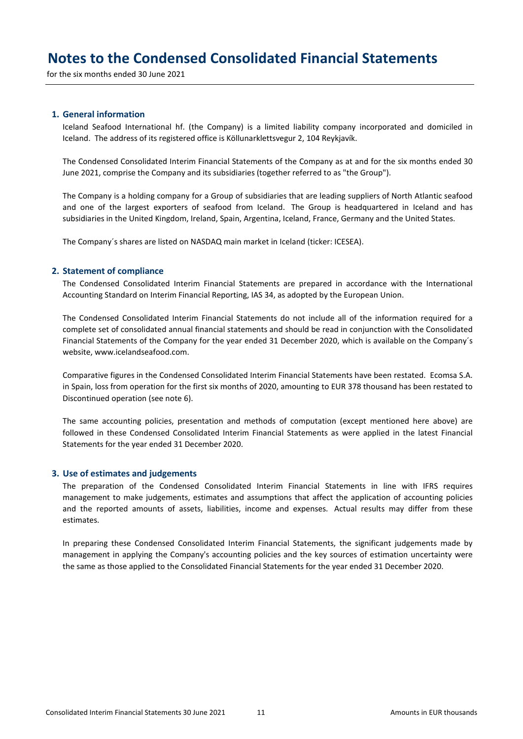# Notes to the Condensed Consolidated Financial Statements

for the six months ended 30 June 2021

## 1. General information

Iceland Seafood International hf. (the Company) is a limited liability company incorporated and domiciled in Iceland. The address of its registered office is Köllunarklettsvegur 2, 104 Reykjavík.

The Condensed Consolidated Interim Financial Statements of the Company as at and for the six months ended 30 June 2021, comprise the Company and its subsidiaries (together referred to as "the Group").

The Company is a holding company for a Group of subsidiaries that are leading suppliers of North Atlantic seafood and one of the largest exporters of seafood from Iceland. The Group is headquartered in Iceland and has subsidiaries in the United Kingdom, Ireland, Spain, Argentina, Iceland, France, Germany and the United States.

The Company´s shares are listed on NASDAQ main market in Iceland (ticker: ICESEA).

## 2. Statement of compliance

The Condensed Consolidated Interim Financial Statements are prepared in accordance with the International Accounting Standard on Interim Financial Reporting, IAS 34, as adopted by the European Union.

The Condensed Consolidated Interim Financial Statements do not include all of the information required for a complete set of consolidated annual financial statements and should be read in conjunction with the Consolidated Financial Statements of the Company for the year ended 31 December 2020, which is available on the Company´s website, www.icelandseafood.com.

Comparative figures in the Condensed Consolidated Interim Financial Statements have been restated. Ecomsa S.A. in Spain, loss from operation for the first six months of 2020, amounting to EUR 378 thousand has been restated to Discontinued operation (see note 6).

The same accounting policies, presentation and methods of computation (except mentioned here above) are followed in these Condensed Consolidated Interim Financial Statements as were applied in the latest Financial Statements for the year ended 31 December 2020.

## 3. Use of estimates and judgements

The preparation of the Condensed Consolidated Interim Financial Statements in line with IFRS requires management to make judgements, estimates and assumptions that affect the application of accounting policies and the reported amounts of assets, liabilities, income and expenses. Actual results may differ from these estimates.

In preparing these Condensed Consolidated Interim Financial Statements, the significant judgements made by management in applying the Company's accounting policies and the key sources of estimation uncertainty were the same as those applied to the Consolidated Financial Statements for the year ended 31 December 2020.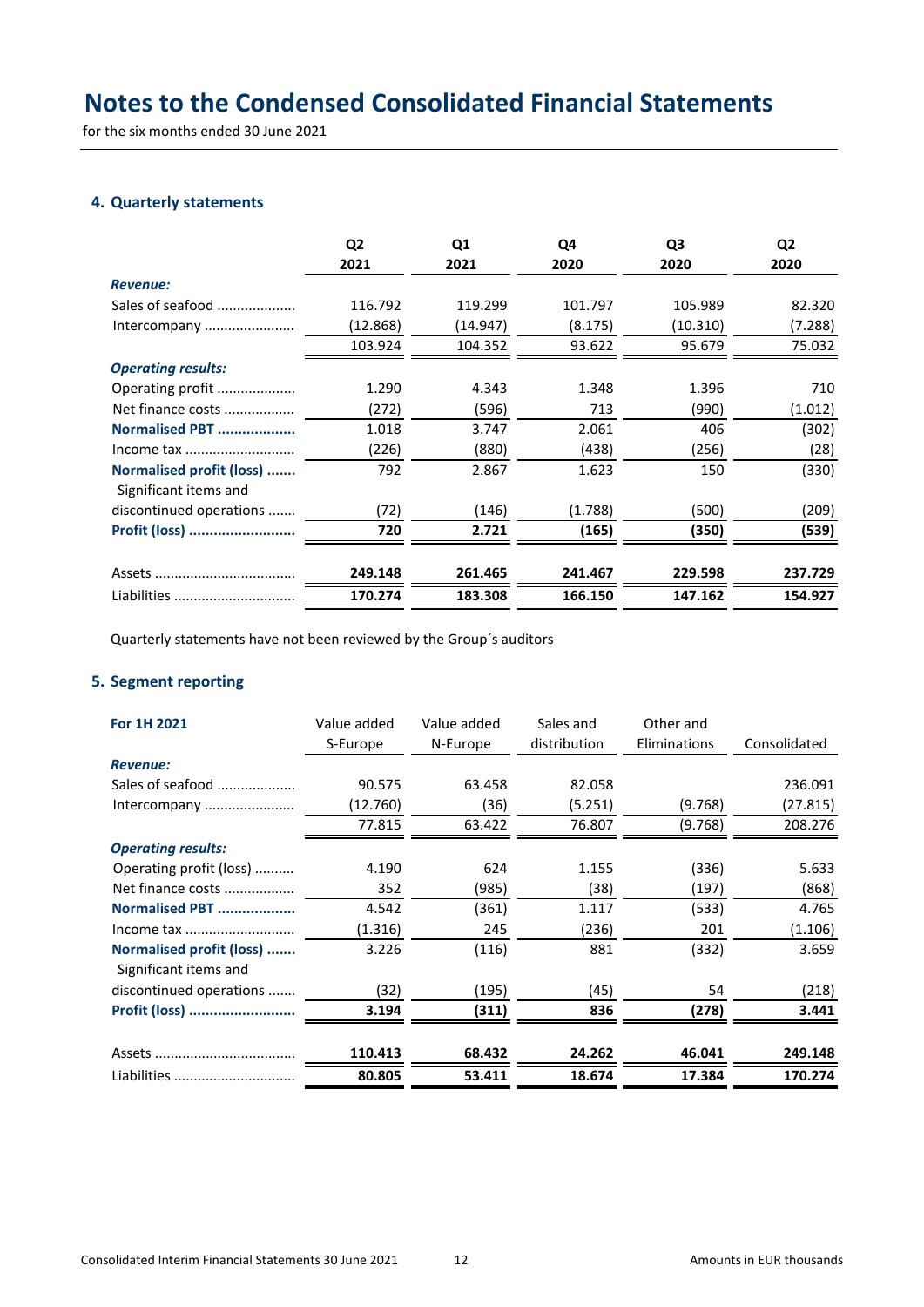# Notes to the Condensed Consolidated Financial Statements

for the six months ended 30 June 2021

## 4. Quarterly statements

| | Q2 2021 | Q1 2021 | Q4 2020 | Q3 2020 | Q2 2020 |
|---|---|---|---|---|---|
| ***Revenue:*** | | | | | |
| Sales of seafood | 116.792 | 119.299 | 101.797 | 105.989 | 82.320 |
| Intercompany | (12.868) | (14.947) | (8.175) | (10.310) | (7.288) |
| | 103.924 | 104.352 | 93.622 | 95.679 | 75.032 |
| ***Operating results:*** | | | | | |
| Operating profit | 1.290 | 4.343 | 1.348 | 1.396 | 710 |
| Net finance costs | (272) | (596) | 713 | (990) | (1.012) |
| **Normalised PBT** | 1.018 | 3.747 | 2.061 | 406 | (302) |
| Income tax | (226) | (880) | (438) | (256) | (28) |
| **Normalised profit (loss)** | 792 | 2.867 | 1.623 | 150 | (330) |
| Significant items and discontinued operations | (72) | (146) | (1.788) | (500) | (209) |
| **Profit (loss)** | **720** | **2.721** | **(165)** | **(350)** | **(539)** |
| Assets | **249.148** | **261.465** | **241.467** | **229.598** | **237.729** |
| Liabilities | **170.274** | **183.308** | **166.150** | **147.162** | **154.927** |

Quarterly statements have not been reviewed by the Group´s auditors

## 5. Segment reporting

| **For 1H 2021** | Value added S-Europe | Value added N-Europe | Sales and distribution | Other and Eliminations | Consolidated |
|---|---|---|---|---|---|
| ***Revenue:*** | | | | | |
| Sales of seafood | 90.575 | 63.458 | 82.058 | | 236.091 |
| Intercompany | (12.760) | (36) | (5.251) | (9.768) | (27.815) |
| | 77.815 | 63.422 | 76.807 | (9.768) | 208.276 |
| ***Operating results:*** | | | | | |
| Operating profit (loss) | 4.190 | 624 | 1.155 | (336) | 5.633 |
| Net finance costs | 352 | (985) | (38) | (197) | (868) |
| **Normalised PBT** | 4.542 | (361) | 1.117 | (533) | 4.765 |
| Income tax | (1.316) | 245 | (236) | 201 | (1.106) |
| **Normalised profit (loss)** | 3.226 | (116) | 881 | (332) | 3.659 |
| Significant items and discontinued operations | (32) | (195) | (45) | 54 | (218) |
| **Profit (loss)** | **3.194** | **(311)** | **836** | **(278)** | **3.441** |
| Assets | **110.413** | **68.432** | **24.262** | **46.041** | **249.148** |
| Liabilities | **80.805** | **53.411** | **18.674** | **17.384** | **170.274** |

Amounts in EUR thousands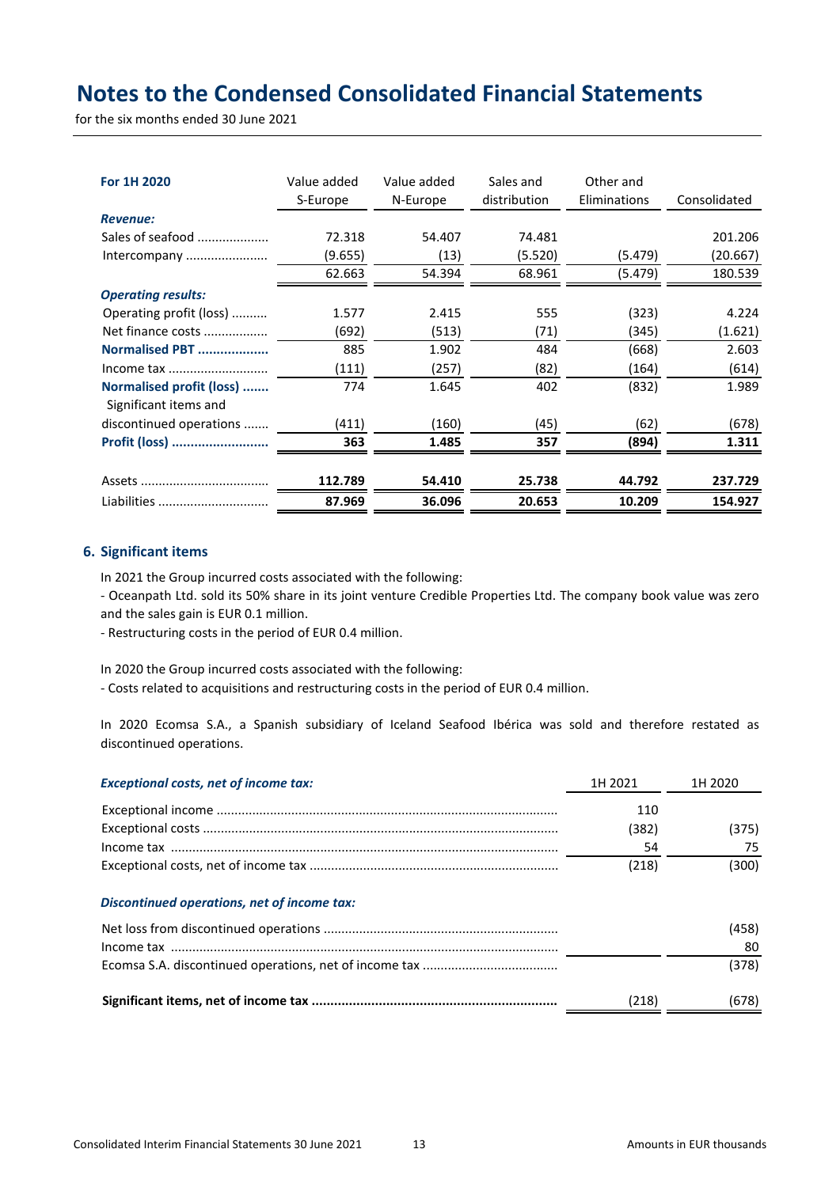# Notes to the Condensed Consolidated Financial Statements

for the six months ended 30 June 2021

| For 1H 2020 | Value added S-Europe | Value added N-Europe | Sales and distribution | Other and Eliminations | Consolidated |
|---|---|---|---|---|---|
| ***Revenue:*** | | | | | |
| Sales of seafood | 72.318 | 54.407 | 74.481 | | 201.206 |
| Intercompany | (9.655) | (13) | (5.520) | (5.479) | (20.667) |
| | 62.663 | 54.394 | 68.961 | (5.479) | 180.539 |
| ***Operating results:*** | | | | | |
| Operating profit (loss) | 1.577 | 2.415 | 555 | (323) | 4.224 |
| Net finance costs | (692) | (513) | (71) | (345) | (1.621) |
| **Normalised PBT** | 885 | 1.902 | 484 | (668) | 2.603 |
| Income tax | (111) | (257) | (82) | (164) | (614) |
| **Normalised profit (loss)** | 774 | 1.645 | 402 | (832) | 1.989 |
| Significant items and discontinued operations | (411) | (160) | (45) | (62) | (678) |
| **Profit (loss)** | **363** | **1.485** | **357** | **(894)** | **1.311** |
| Assets | **112.789** | **54.410** | **25.738** | **44.792** | **237.729** |
| Liabilities | **87.969** | **36.096** | **20.653** | **10.209** | **154.927** |

## 6. Significant items

In 2021 the Group incurred costs associated with the following:

- Oceanpath Ltd. sold its 50% share in its joint venture Credible Properties Ltd. The company book value was zero and the sales gain is EUR 0.1 million.
- Restructuring costs in the period of EUR 0.4 million.

In 2020 the Group incurred costs associated with the following:

- Costs related to acquisitions and restructuring costs in the period of EUR 0.4 million.

In 2020 Ecomsa S.A., a Spanish subsidiary of Iceland Seafood Ibérica was sold and therefore restated as discontinued operations.

| *Exceptional costs, net of income tax:* | 1H 2021 | 1H 2020 |
|---|---|---|
| Exceptional income | 110 | |
| Exceptional costs | (382) | (375) |
| Income tax | 54 | 75 |
| Exceptional costs, net of income tax | (218) | (300) |
| ***Discontinued operations, net of income tax:*** | | |
| Net loss from discontinued operations | | (458) |
| Income tax | | 80 |
| Ecomsa S.A. discontinued operations, net of income tax | | (378) |
| **Significant items, net of income tax** | (218) | (678) |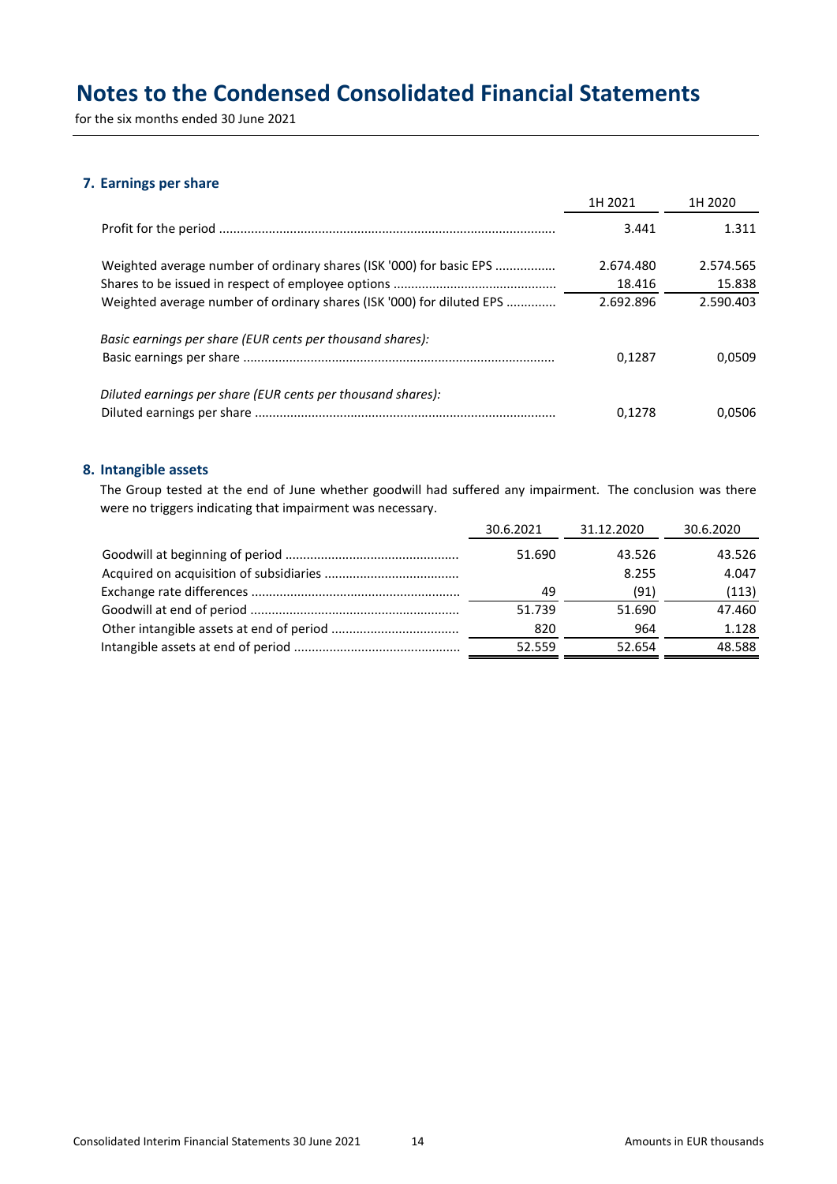# Notes to the Condensed Consolidated Financial Statements

for the six months ended 30 June 2021

## 7. Earnings per share

| | 1H 2021 | 1H 2020 |
|---|---|---|
| Profit for the period | 3.441 | 1.311 |
| | | |
| Weighted average number of ordinary shares (ISK '000) for basic EPS | 2.674.480 | 2.574.565 |
| Shares to be issued in respect of employee options | 18.416 | 15.838 |
| Weighted average number of ordinary shares (ISK '000) for diluted EPS | 2.692.896 | 2.590.403 |
| | | |
| *Basic earnings per share (EUR cents per thousand shares):* | | |
| Basic earnings per share | 0,1287 | 0,0509 |
| | | |
| *Diluted earnings per share (EUR cents per thousand shares):* | | |
| Diluted earnings per share | 0,1278 | 0,0506 |

## 8. Intangible assets

The Group tested at the end of June whether goodwill had suffered any impairment. The conclusion was there were no triggers indicating that impairment was necessary.

| | 30.6.2021 | 31.12.2020 | 30.6.2020 |
|---|---|---|---|
| Goodwill at beginning of period | 51.690 | 43.526 | 43.526 |
| Acquired on acquisition of subsidiaries | | 8.255 | 4.047 |
| Exchange rate differences | 49 | (91) | (113) |
| Goodwill at end of period | 51.739 | 51.690 | 47.460 |
| Other intangible assets at end of period | 820 | 964 | 1.128 |
| Intangible assets at end of period | 52.559 | 52.654 | 48.588 |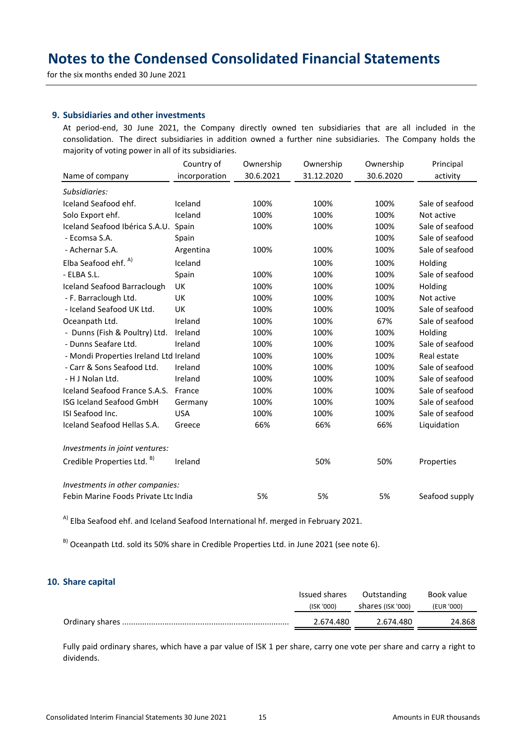# Notes to the Condensed Consolidated Financial Statements

for the six months ended 30 June 2021

## 9. Subsidiaries and other investments

At period-end, 30 June 2021, the Company directly owned ten subsidiaries that are all included in the consolidation. The direct subsidiaries in addition owned a further nine subsidiaries. The Company holds the majority of voting power in all of its subsidiaries.

| Name of company | Country of incorporation | Ownership 30.6.2021 | Ownership 31.12.2020 | Ownership 30.6.2020 | Principal activity |
|---|---|---|---|---|---|
| *Subsidiaries:* | | | | | |
| Iceland Seafood ehf. | Iceland | 100% | 100% | 100% | Sale of seafood |
| Solo Export ehf. | Iceland | 100% | 100% | 100% | Not active |
| Iceland Seafood Ibérica S.A.U. | Spain | 100% | 100% | 100% | Sale of seafood |
| - Ecomsa S.A. | Spain | | | 100% | Sale of seafood |
| - Achernar S.A. | Argentina | 100% | 100% | 100% | Sale of seafood |
| Elba Seafood ehf. [A)] | Iceland | | 100% | 100% | Holding |
| - ELBA S.L. | Spain | 100% | 100% | 100% | Sale of seafood |
| Iceland Seafood Barraclough | UK | 100% | 100% | 100% | Holding |
| - F. Barraclough Ltd. | UK | 100% | 100% | 100% | Not active |
| - Iceland Seafood UK Ltd. | UK | 100% | 100% | 100% | Sale of seafood |
| Oceanpath Ltd. | Ireland | 100% | 100% | 67% | Sale of seafood |
| - Dunns (Fish & Poultry) Ltd. | Ireland | 100% | 100% | 100% | Holding |
| - Dunns Seafare Ltd. | Ireland | 100% | 100% | 100% | Sale of seafood |
| - Mondi Properties Ireland Ltd | Ireland | 100% | 100% | 100% | Real estate |
| - Carr & Sons Seafood Ltd. | Ireland | 100% | 100% | 100% | Sale of seafood |
| - H J Nolan Ltd. | Ireland | 100% | 100% | 100% | Sale of seafood |
| Iceland Seafood France S.A.S. | France | 100% | 100% | 100% | Sale of seafood |
| ISG Iceland Seafood GmbH | Germany | 100% | 100% | 100% | Sale of seafood |
| ISI Seafood Inc. | USA | 100% | 100% | 100% | Sale of seafood |
| Iceland Seafood Hellas S.A. | Greece | 66% | 66% | 66% | Liquidation |
| *Investments in joint ventures:* | | | | | |
| Credible Properties Ltd. [B)] | Ireland | | 50% | 50% | Properties |
| *Investments in other companies:* | | | | | |
| Febin Marine Foods Private Ltd | India | 5% | 5% | 5% | Seafood supply |

[A)] Elba Seafood ehf. and Iceland Seafood International hf. merged in February 2021.

[B)] Oceanpath Ltd. sold its 50% share in Credible Properties Ltd. in June 2021 (see note 6).

## 10. Share capital

| | Issued shares (ISK '000) | Outstanding shares (ISK '000) | Book value (EUR '000) |
|---|---|---|---|
| Ordinary shares | 2.674.480 | 2.674.480 | 24.868 |

Fully paid ordinary shares, which have a par value of ISK 1 per share, carry one vote per share and carry a right to dividends.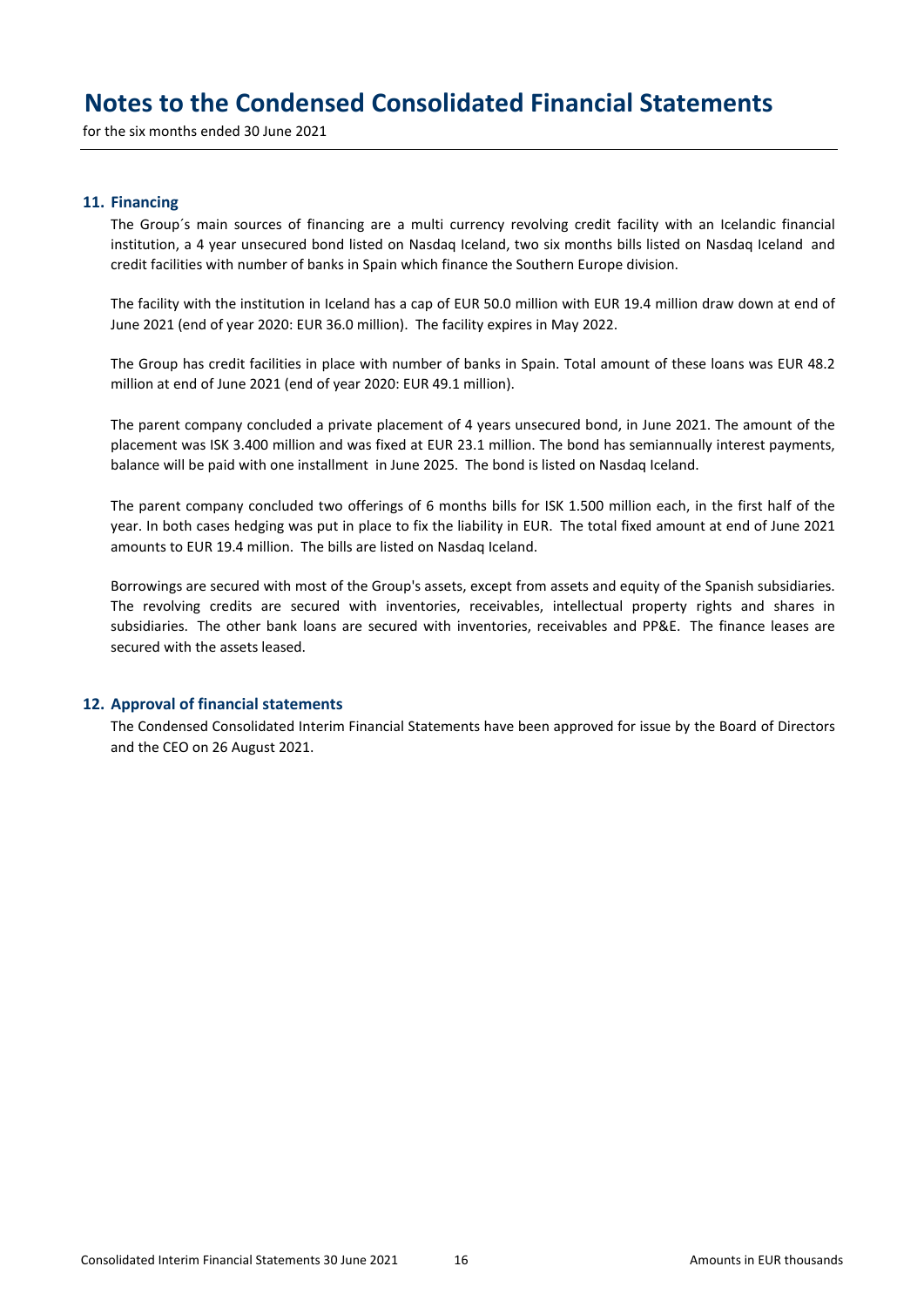# Notes to the Condensed Consolidated Financial Statements

for the six months ended 30 June 2021

## 11. Financing

The Group´s main sources of financing are a multi currency revolving credit facility with an Icelandic financial institution, a 4 year unsecured bond listed on Nasdaq Iceland, two six months bills listed on Nasdaq Iceland and credit facilities with number of banks in Spain which finance the Southern Europe division.

The facility with the institution in Iceland has a cap of EUR 50.0 million with EUR 19.4 million draw down at end of June 2021 (end of year 2020: EUR 36.0 million). The facility expires in May 2022.

The Group has credit facilities in place with number of banks in Spain. Total amount of these loans was EUR 48.2 million at end of June 2021 (end of year 2020: EUR 49.1 million).

The parent company concluded a private placement of 4 years unsecured bond, in June 2021. The amount of the placement was ISK 3.400 million and was fixed at EUR 23.1 million. The bond has semiannually interest payments, balance will be paid with one installment in June 2025. The bond is listed on Nasdaq Iceland.

The parent company concluded two offerings of 6 months bills for ISK 1.500 million each, in the first half of the year. In both cases hedging was put in place to fix the liability in EUR. The total fixed amount at end of June 2021 amounts to EUR 19.4 million. The bills are listed on Nasdaq Iceland.

Borrowings are secured with most of the Group's assets, except from assets and equity of the Spanish subsidiaries. The revolving credits are secured with inventories, receivables, intellectual property rights and shares in subsidiaries. The other bank loans are secured with inventories, receivables and PP&E. The finance leases are secured with the assets leased.

## 12. Approval of financial statements

The Condensed Consolidated Interim Financial Statements have been approved for issue by the Board of Directors and the CEO on 26 August 2021.